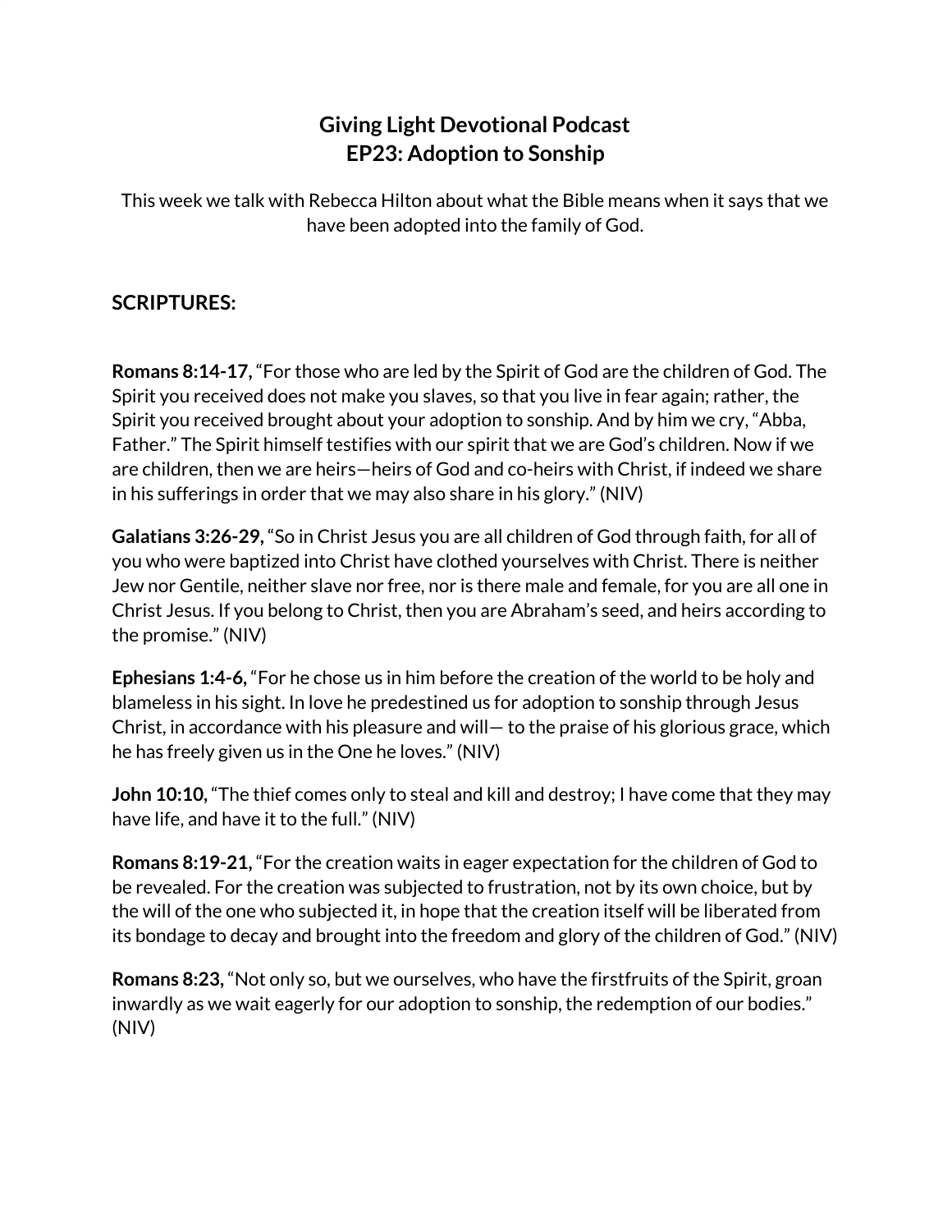# Giving Light Devotional Podcast
# EP23: Adoption to Sonship

This week we talk with Rebecca Hilton about what the Bible means when it says that we have been adopted into the family of God.

## SCRIPTURES:

**Romans 8:14-17,** "For those who are led by the Spirit of God are the children of God. The Spirit you received does not make you slaves, so that you live in fear again; rather, the Spirit you received brought about your adoption to sonship. And by him we cry, "Abba, Father." The Spirit himself testifies with our spirit that we are God's children. Now if we are children, then we are heirs—heirs of God and co-heirs with Christ, if indeed we share in his sufferings in order that we may also share in his glory." (NIV)

**Galatians 3:26-29,** "So in Christ Jesus you are all children of God through faith, for all of you who were baptized into Christ have clothed yourselves with Christ. There is neither Jew nor Gentile, neither slave nor free, nor is there male and female, for you are all one in Christ Jesus. If you belong to Christ, then you are Abraham's seed, and heirs according to the promise." (NIV)

**Ephesians 1:4-6,** "For he chose us in him before the creation of the world to be holy and blameless in his sight. In love he predestined us for adoption to sonship through Jesus Christ, in accordance with his pleasure and will— to the praise of his glorious grace, which he has freely given us in the One he loves." (NIV)

**John 10:10,** "The thief comes only to steal and kill and destroy; I have come that they may have life, and have it to the full." (NIV)

**Romans 8:19-21,** "For the creation waits in eager expectation for the children of God to be revealed. For the creation was subjected to frustration, not by its own choice, but by the will of the one who subjected it, in hope that the creation itself will be liberated from its bondage to decay and brought into the freedom and glory of the children of God." (NIV)

**Romans 8:23,** "Not only so, but we ourselves, who have the firstfruits of the Spirit, groan inwardly as we wait eagerly for our adoption to sonship, the redemption of our bodies." (NIV)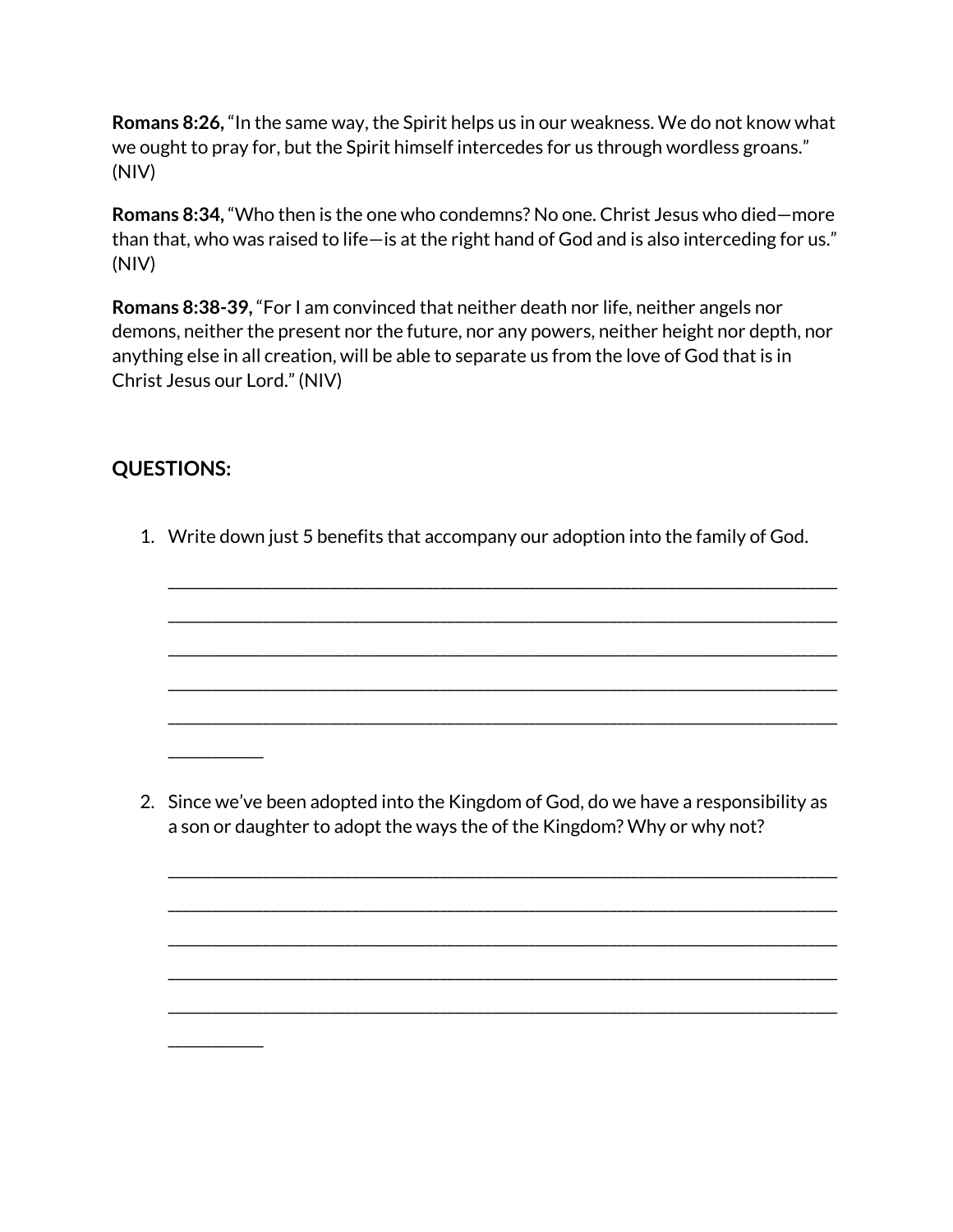**Romans 8:26,** "In the same way, the Spirit helps us in our weakness. We do not know what we ought to pray for, but the Spirit himself intercedes for us through wordless groans." (NIV)

**Romans 8:34,** "Who then is the one who condemns? No one. Christ Jesus who died—more than that, who was raised to life—is at the right hand of God and is also interceding for us." (NIV)

**Romans 8:38-39,** "For I am convinced that neither death nor life, neither angels nor demons, neither the present nor the future, nor any powers, neither height nor depth, nor anything else in all creation, will be able to separate us from the love of God that is in Christ Jesus our Lord." (NIV)

**QUESTIONS:**

1. Write down just 5 benefits that accompany our adoption into the family of God.

   ______________________________________________________________________________
   ______________________________________________________________________________
   ______________________________________________________________________________
   ______________________________________________________________________________
   ______________________________________________________________________________
   __________

2. Since we've been adopted into the Kingdom of God, do we have a responsibility as a son or daughter to adopt the ways the of the Kingdom? Why or why not?

   ______________________________________________________________________________
   ______________________________________________________________________________
   ______________________________________________________________________________
   ______________________________________________________________________________
   ______________________________________________________________________________
   __________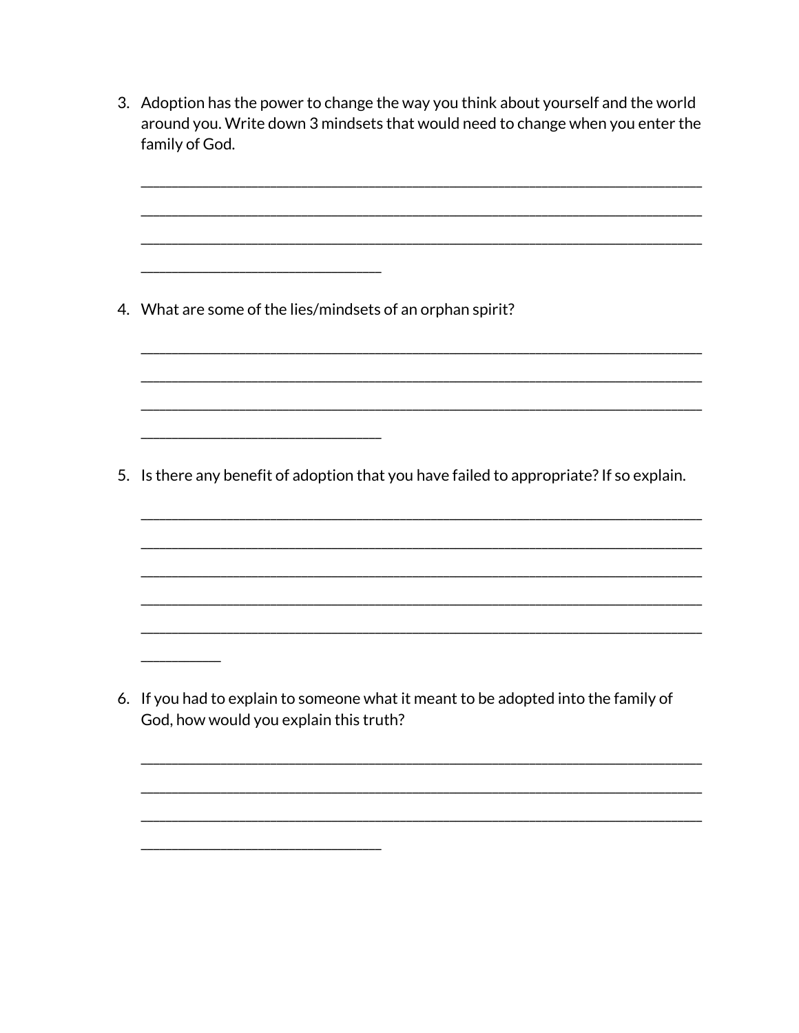3. Adoption has the power to change the way you think about yourself and the world around you. Write down 3 mindsets that would need to change when you enter the family of God.

_______________________________________________________________________________
_______________________________________________________________________________
_______________________________________________________________________________
__________________________________

4. What are some of the lies/mindsets of an orphan spirit?

_______________________________________________________________________________
_______________________________________________________________________________
_______________________________________________________________________________
__________________________________

5. Is there any benefit of adoption that you have failed to appropriate? If so explain.

_______________________________________________________________________________
_______________________________________________________________________________
_______________________________________________________________________________
_______________________________________________________________________________
_______________________________________________________________________________
___________

6. If you had to explain to someone what it meant to be adopted into the family of God, how would you explain this truth?

_______________________________________________________________________________
_______________________________________________________________________________
_______________________________________________________________________________
__________________________________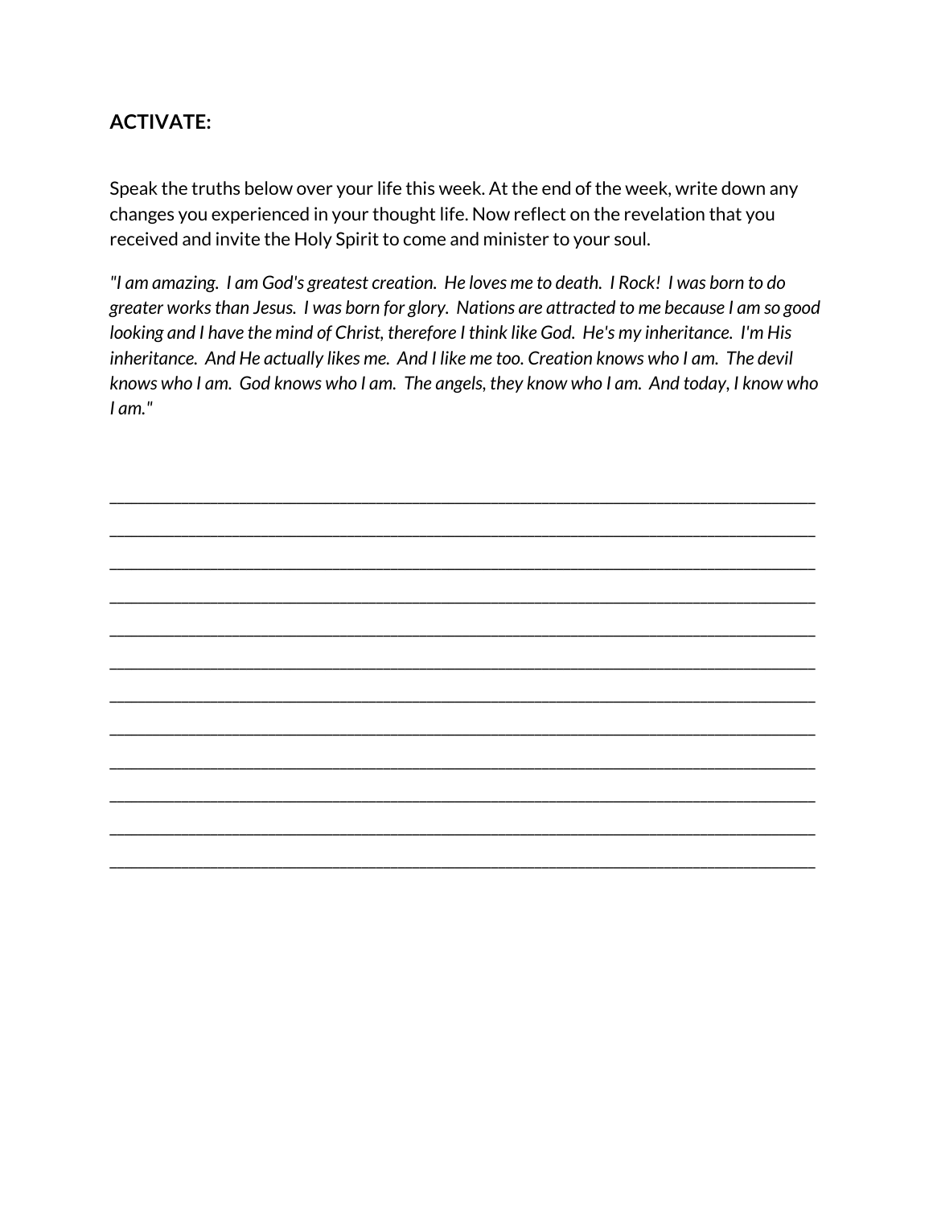**ACTIVATE:**

Speak the truths below over your life this week. At the end of the week, write down any changes you experienced in your thought life. Now reflect on the revelation that you received and invite the Holy Spirit to come and minister to your soul.

*"I am amazing. I am God's greatest creation. He loves me to death. I Rock! I was born to do greater works than Jesus. I was born for glory. Nations are attracted to me because I am so good looking and I have the mind of Christ, therefore I think like God. He's my inheritance. I'm His inheritance. And He actually likes me. And I like me too. Creation knows who I am. The devil knows who I am. God knows who I am. The angels, they know who I am. And today, I know who I am."*

\_\_\_\_\_\_\_\_\_\_\_\_\_\_\_\_\_\_\_\_\_\_\_\_\_\_\_\_\_\_\_\_\_\_\_\_\_\_\_\_\_\_\_\_\_\_\_\_\_\_\_\_\_\_\_\_\_\_\_\_\_\_\_\_\_\_\_\_\_\_\_\_\_\_\_\_\_\_

\_\_\_\_\_\_\_\_\_\_\_\_\_\_\_\_\_\_\_\_\_\_\_\_\_\_\_\_\_\_\_\_\_\_\_\_\_\_\_\_\_\_\_\_\_\_\_\_\_\_\_\_\_\_\_\_\_\_\_\_\_\_\_\_\_\_\_\_\_\_\_\_\_\_\_\_\_\_

\_\_\_\_\_\_\_\_\_\_\_\_\_\_\_\_\_\_\_\_\_\_\_\_\_\_\_\_\_\_\_\_\_\_\_\_\_\_\_\_\_\_\_\_\_\_\_\_\_\_\_\_\_\_\_\_\_\_\_\_\_\_\_\_\_\_\_\_\_\_\_\_\_\_\_\_\_\_

\_\_\_\_\_\_\_\_\_\_\_\_\_\_\_\_\_\_\_\_\_\_\_\_\_\_\_\_\_\_\_\_\_\_\_\_\_\_\_\_\_\_\_\_\_\_\_\_\_\_\_\_\_\_\_\_\_\_\_\_\_\_\_\_\_\_\_\_\_\_\_\_\_\_\_\_\_\_

\_\_\_\_\_\_\_\_\_\_\_\_\_\_\_\_\_\_\_\_\_\_\_\_\_\_\_\_\_\_\_\_\_\_\_\_\_\_\_\_\_\_\_\_\_\_\_\_\_\_\_\_\_\_\_\_\_\_\_\_\_\_\_\_\_\_\_\_\_\_\_\_\_\_\_\_\_\_

\_\_\_\_\_\_\_\_\_\_\_\_\_\_\_\_\_\_\_\_\_\_\_\_\_\_\_\_\_\_\_\_\_\_\_\_\_\_\_\_\_\_\_\_\_\_\_\_\_\_\_\_\_\_\_\_\_\_\_\_\_\_\_\_\_\_\_\_\_\_\_\_\_\_\_\_\_\_

\_\_\_\_\_\_\_\_\_\_\_\_\_\_\_\_\_\_\_\_\_\_\_\_\_\_\_\_\_\_\_\_\_\_\_\_\_\_\_\_\_\_\_\_\_\_\_\_\_\_\_\_\_\_\_\_\_\_\_\_\_\_\_\_\_\_\_\_\_\_\_\_\_\_\_\_\_\_

\_\_\_\_\_\_\_\_\_\_\_\_\_\_\_\_\_\_\_\_\_\_\_\_\_\_\_\_\_\_\_\_\_\_\_\_\_\_\_\_\_\_\_\_\_\_\_\_\_\_\_\_\_\_\_\_\_\_\_\_\_\_\_\_\_\_\_\_\_\_\_\_\_\_\_\_\_\_

\_\_\_\_\_\_\_\_\_\_\_\_\_\_\_\_\_\_\_\_\_\_\_\_\_\_\_\_\_\_\_\_\_\_\_\_\_\_\_\_\_\_\_\_\_\_\_\_\_\_\_\_\_\_\_\_\_\_\_\_\_\_\_\_\_\_\_\_\_\_\_\_\_\_\_\_\_\_

\_\_\_\_\_\_\_\_\_\_\_\_\_\_\_\_\_\_\_\_\_\_\_\_\_\_\_\_\_\_\_\_\_\_\_\_\_\_\_\_\_\_\_\_\_\_\_\_\_\_\_\_\_\_\_\_\_\_\_\_\_\_\_\_\_\_\_\_\_\_\_\_\_\_\_\_\_\_

\_\_\_\_\_\_\_\_\_\_\_\_\_\_\_\_\_\_\_\_\_\_\_\_\_\_\_\_\_\_\_\_\_\_\_\_\_\_\_\_\_\_\_\_\_\_\_\_\_\_\_\_\_\_\_\_\_\_\_\_\_\_\_\_\_\_\_\_\_\_\_\_\_\_\_\_\_\_

\_\_\_\_\_\_\_\_\_\_\_\_\_\_\_\_\_\_\_\_\_\_\_\_\_\_\_\_\_\_\_\_\_\_\_\_\_\_\_\_\_\_\_\_\_\_\_\_\_\_\_\_\_\_\_\_\_\_\_\_\_\_\_\_\_\_\_\_\_\_\_\_\_\_\_\_\_\_